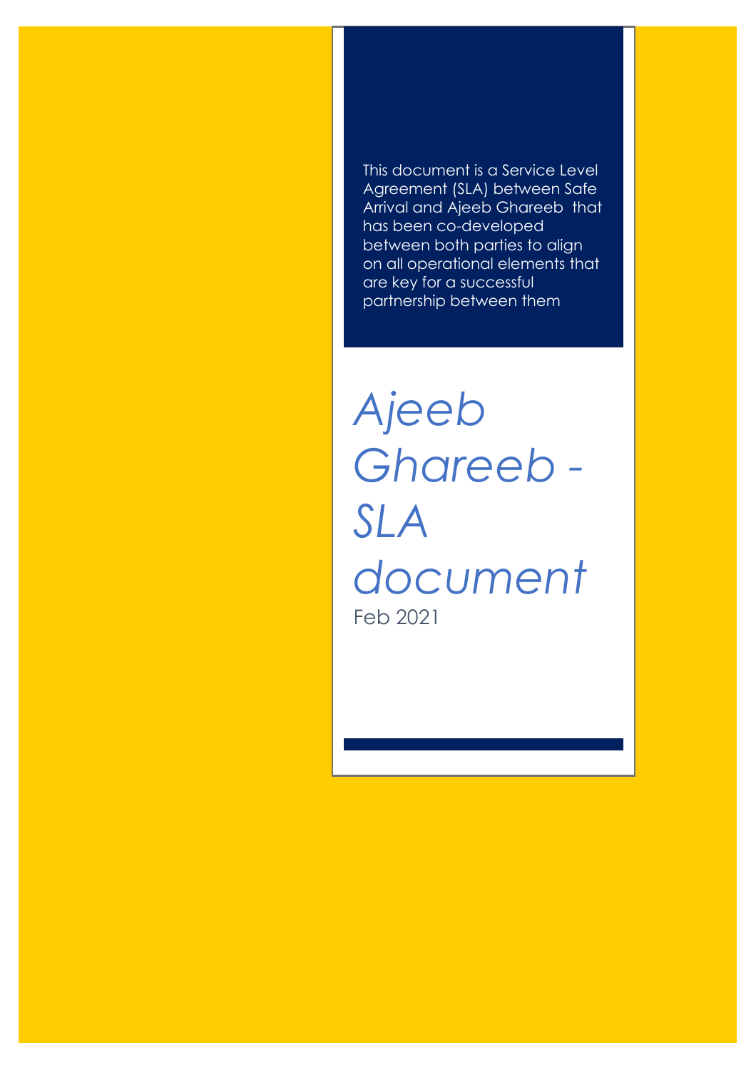This document is a Service Level Agreement (SLA) between Safe Arrival and Ajeeb Ghareeb that has been co-developed between both parties to align on all operational elements that are key for a successful partnership between them

# *Ajeeb Ghareeb - SLA document*

Feb 2021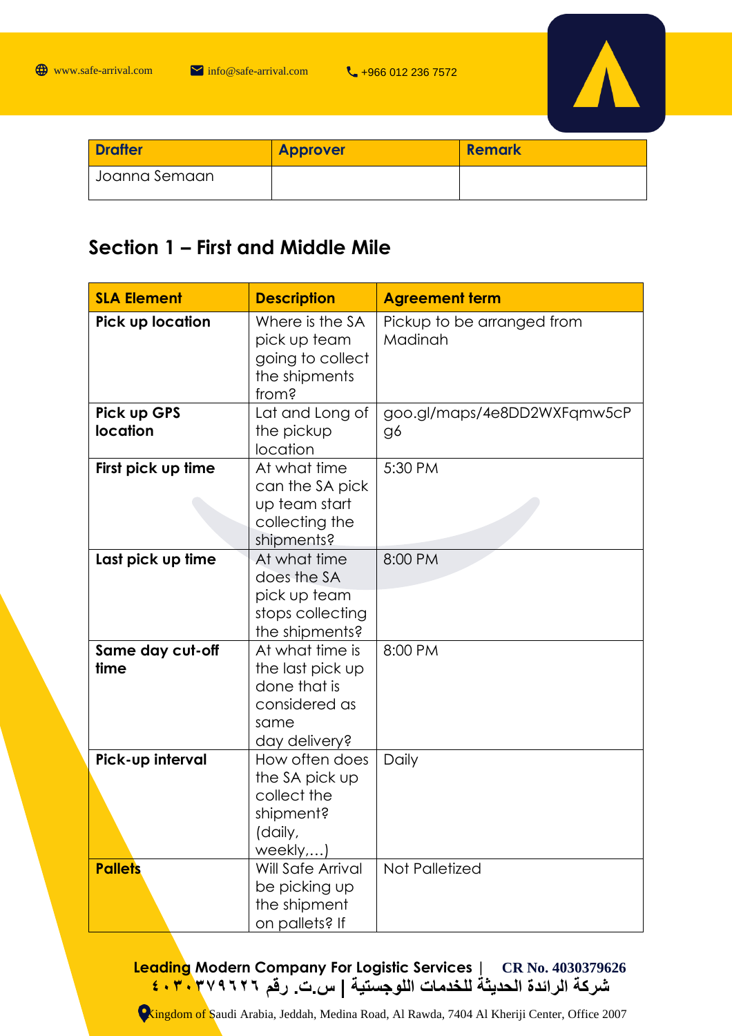| Drafter | Approver | Remark |
| --- | --- | --- |
| Joanna Semaan | | |

## Section 1 – First and Middle Mile

| SLA Element | Description | Agreement term |
| --- | --- | --- |
| **Pick up location** | Where is the SA pick up team going to collect the shipments from? | Pickup to be arranged from Madinah |
| **Pick up GPS location** | Lat and Long of the pickup location | goo.gl/maps/4e8DD2WXFqmw5cPg6 |
| **First pick up time** | At what time can the SA pick up team start collecting the shipments? | 5:30 PM |
| **Last pick up time** | At what time does the SA pick up team stops collecting the shipments? | 8:00 PM |
| **Same day cut-off time** | At what time is the last pick up done that is considered as same day delivery? | 8:00 PM |
| **Pick-up interval** | How often does the SA pick up collect the shipment? (daily, weekly,…) | Daily |
| **Pallets** | Will Safe Arrival be picking up the shipment on pallets? If | Not Palletized |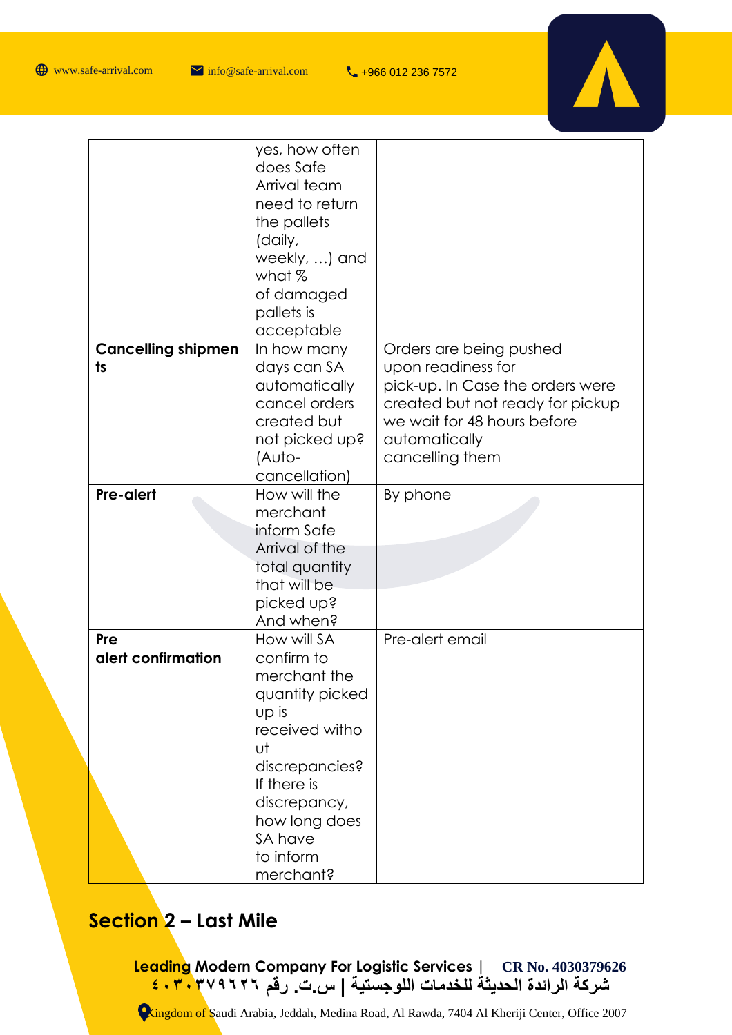| | | |
|---|---|---|
| | yes, how often does Safe Arrival team need to return the pallets (daily, weekly, …) and what % of damaged pallets is acceptable | |
| **Cancelling shipments** | In how many days can SA automatically cancel orders created but not picked up? (Auto-cancellation) | Orders are being pushed upon readiness for pick-up. In Case the orders were created but not ready for pickup we wait for 48 hours before automatically cancelling them |
| **Pre-alert** | How will the merchant inform Safe Arrival of the total quantity that will be picked up? And when? | By phone |
| **Pre alert confirmation** | How will SA confirm to merchant the quantity picked up is received without discrepancies? If there is discrepancy, how long does SA have to inform merchant? | Pre-alert email |

## Section 2 – Last Mile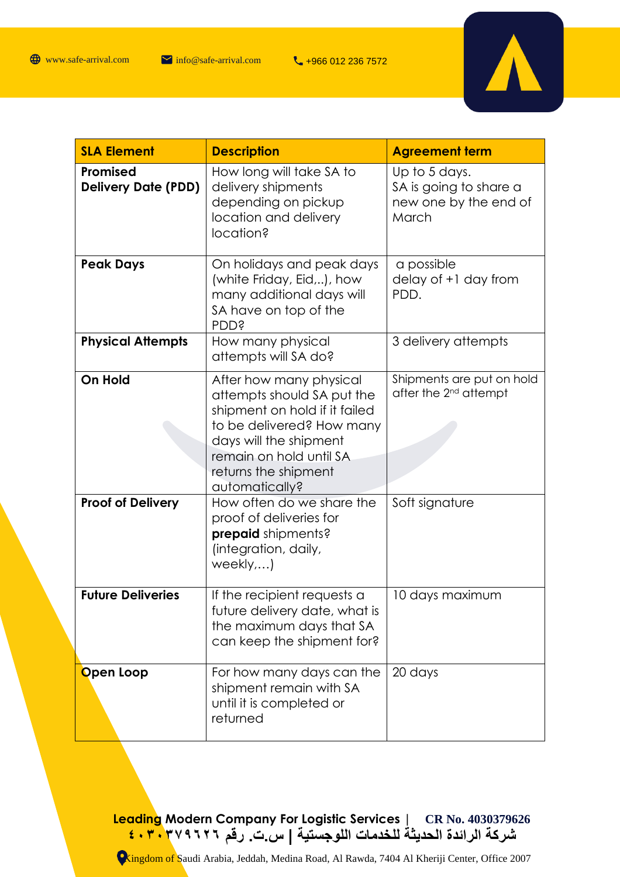| SLA Element | Description | Agreement term |
| --- | --- | --- |
| **Promised Delivery Date (PDD)** | How long will take SA to delivery shipments depending on pickup location and delivery location? | Up to 5 days. SA is going to share a new one by the end of March |
| **Peak Days** | On holidays and peak days (white Friday, Eid,..), how many additional days will SA have on top of the PDD? | a possible delay of +1 day from PDD. |
| **Physical Attempts** | How many physical attempts will SA do? | 3 delivery attempts |
| **On Hold** | After how many physical attempts should SA put the shipment on hold if it failed to be delivered? How many days will the shipment remain on hold until SA returns the shipment automatically? | Shipments are put on hold after the 2nd attempt |
| **Proof of Delivery** | How often do we share the proof of deliveries for **prepaid** shipments? (integration, daily, weekly,…) | Soft signature |
| **Future Deliveries** | If the recipient requests a future delivery date, what is the maximum days that SA can keep the shipment for? | 10 days maximum |
| **Open Loop** | For how many days can the shipment remain with SA until it is completed or returned | 20 days |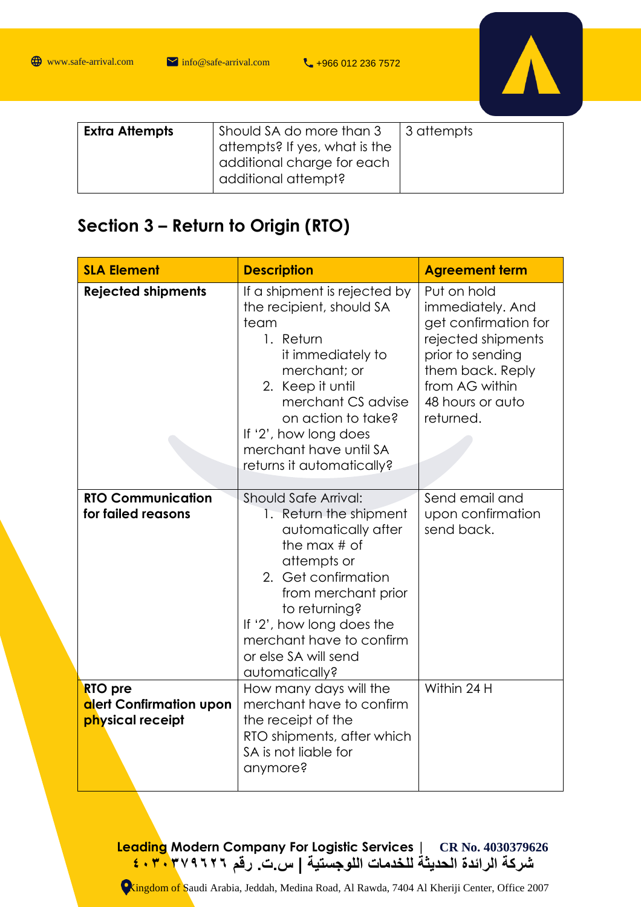| **Extra Attempts** | Should SA do more than 3 attempts? If yes, what is the additional charge for each additional attempt? | 3 attempts |
|---|---|---|

## Section 3 – Return to Origin (RTO)

| SLA Element | Description | Agreement term |
|---|---|---|
| **Rejected shipments** | If a shipment is rejected by the recipient, should SA team<br>1. Return it immediately to merchant; or<br>2. Keep it until merchant CS advise on action to take?<br>If '2', how long does merchant have until SA returns it automatically? | Put on hold immediately. And get confirmation for rejected shipments prior to sending them back. Reply from AG within 48 hours or auto returned. |
| **RTO Communication for failed reasons** | Should Safe Arrival:<br>1. Return the shipment automatically after the max # of attempts or<br>2. Get confirmation from merchant prior to returning?<br>If '2', how long does the merchant have to confirm or else SA will send automatically? | Send email and upon confirmation send back. |
| **RTO pre alert Confirmation upon physical receipt** | How many days will the merchant have to confirm the receipt of the RTO shipments, after which SA is not liable for anymore? | Within 24 H |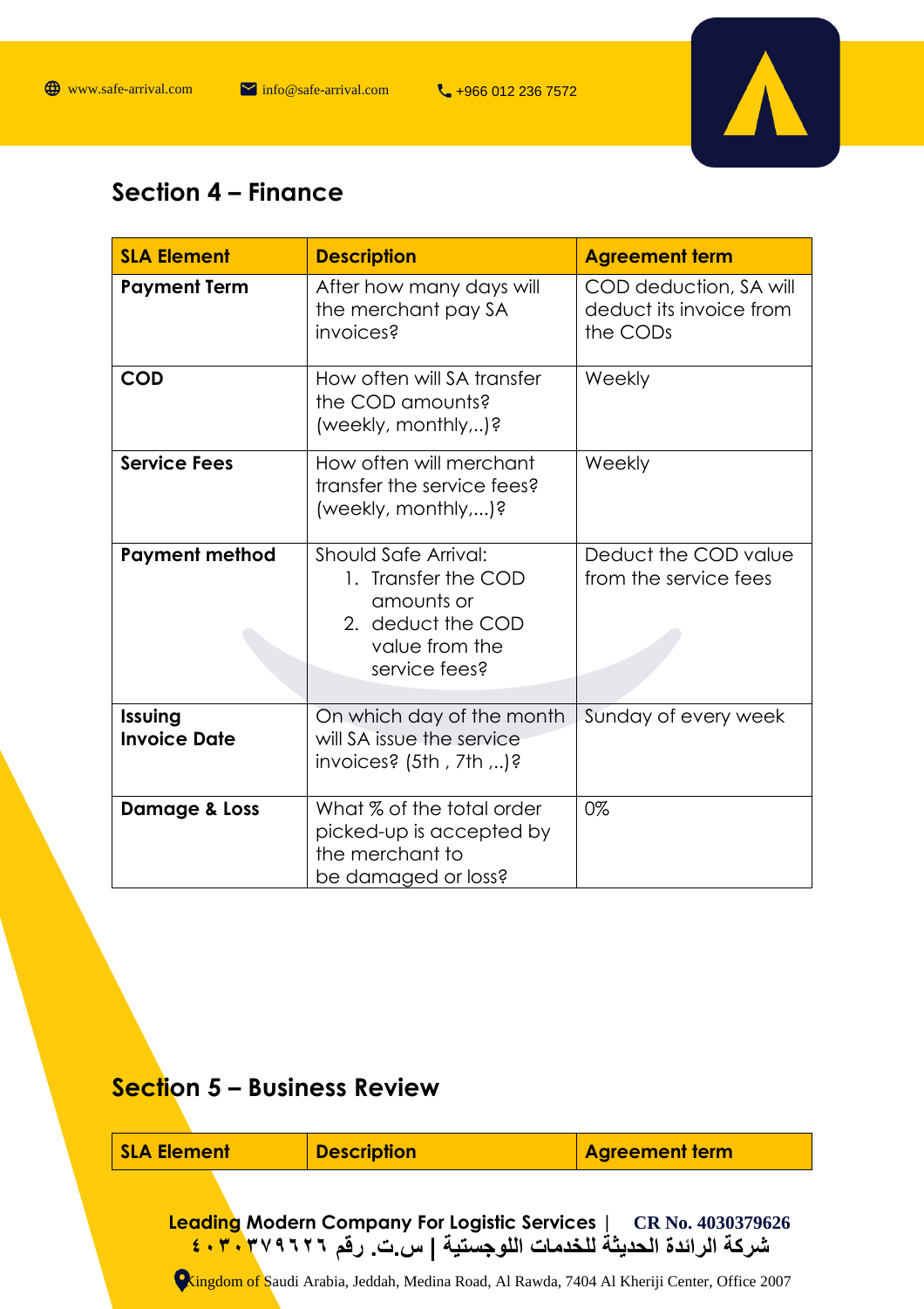## Section 4 – Finance

| SLA Element | Description | Agreement term |
|---|---|---|
| **Payment Term** | After how many days will the merchant pay SA invoices? | COD deduction, SA will deduct its invoice from the CODs |
| **COD** | How often will SA transfer the COD amounts? (weekly, monthly,..)? | Weekly |
| **Service Fees** | How often will merchant transfer the service fees? (weekly, monthly,...)? | Weekly |
| **Payment method** | Should Safe Arrival: 1. Transfer the COD amounts or 2. deduct the COD value from the service fees? | Deduct the COD value from the service fees |
| **Issuing Invoice Date** | On which day of the month will SA issue the service invoices? (5th , 7th ,..)? | Sunday of every week |
| **Damage & Loss** | What % of the total order picked-up is accepted by the merchant to be damaged or loss? | 0% |

## Section 5 – Business Review

| SLA Element | Description | Agreement term |
|---|---|---|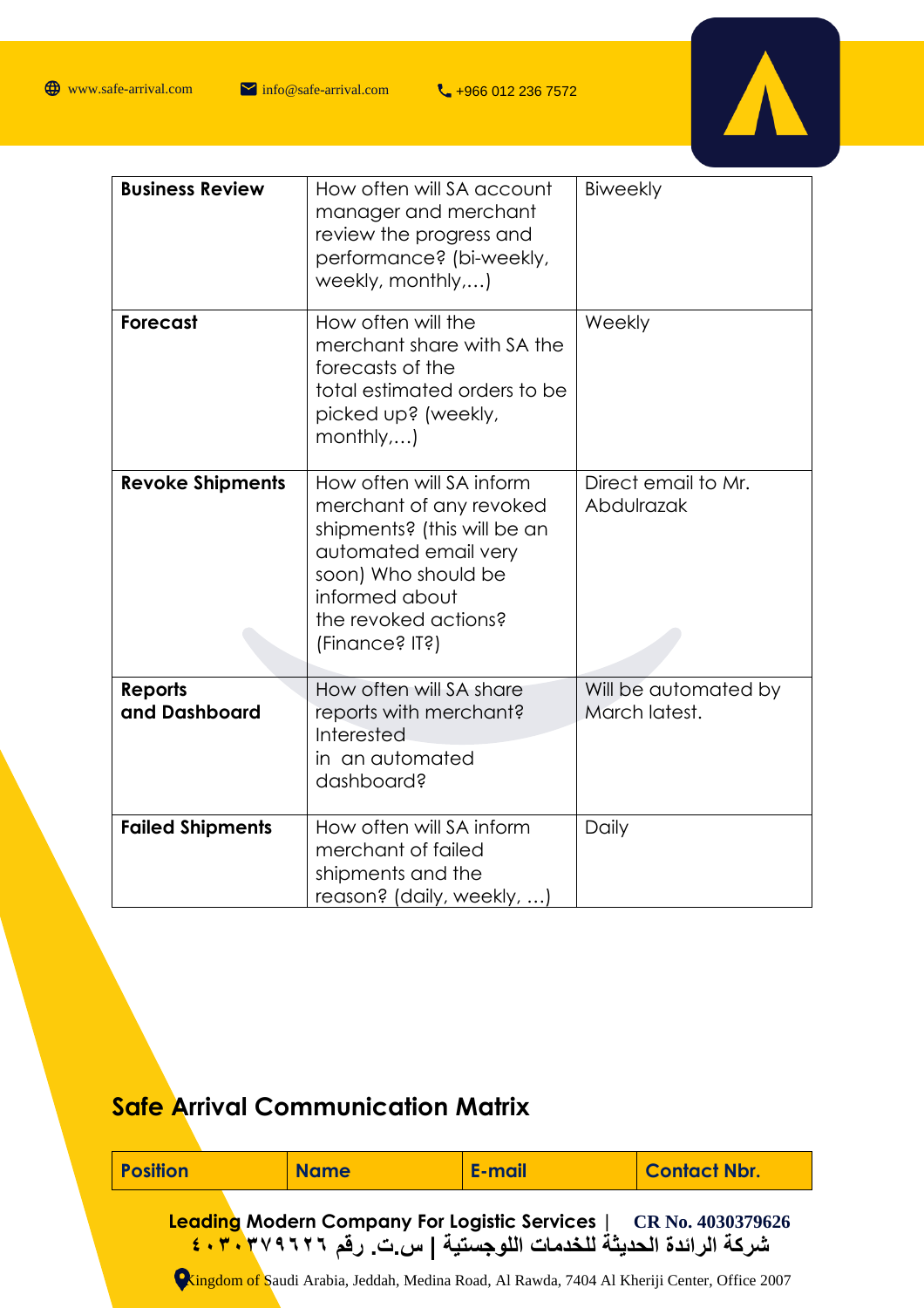| Business Review | How often will SA account manager and merchant review the progress and performance? (bi-weekly, weekly, monthly,…) | Biweekly |
|---|---|---|
| Forecast | How often will the merchant share with SA the forecasts of the total estimated orders to be picked up? (weekly, monthly,…) | Weekly |
| Revoke Shipments | How often will SA inform merchant of any revoked shipments? (this will be an automated email very soon) Who should be informed about the revoked actions? (Finance? IT?) | Direct email to Mr. Abdulrazak |
| Reports and Dashboard | How often will SA share reports with merchant? Interested in an automated dashboard? | Will be automated by March latest. |
| Failed Shipments | How often will SA inform merchant of failed shipments and the reason? (daily, weekly, …) | Daily |

## Safe Arrival Communication Matrix

| Position | Name | E-mail | Contact Nbr. |
|---|---|---|---|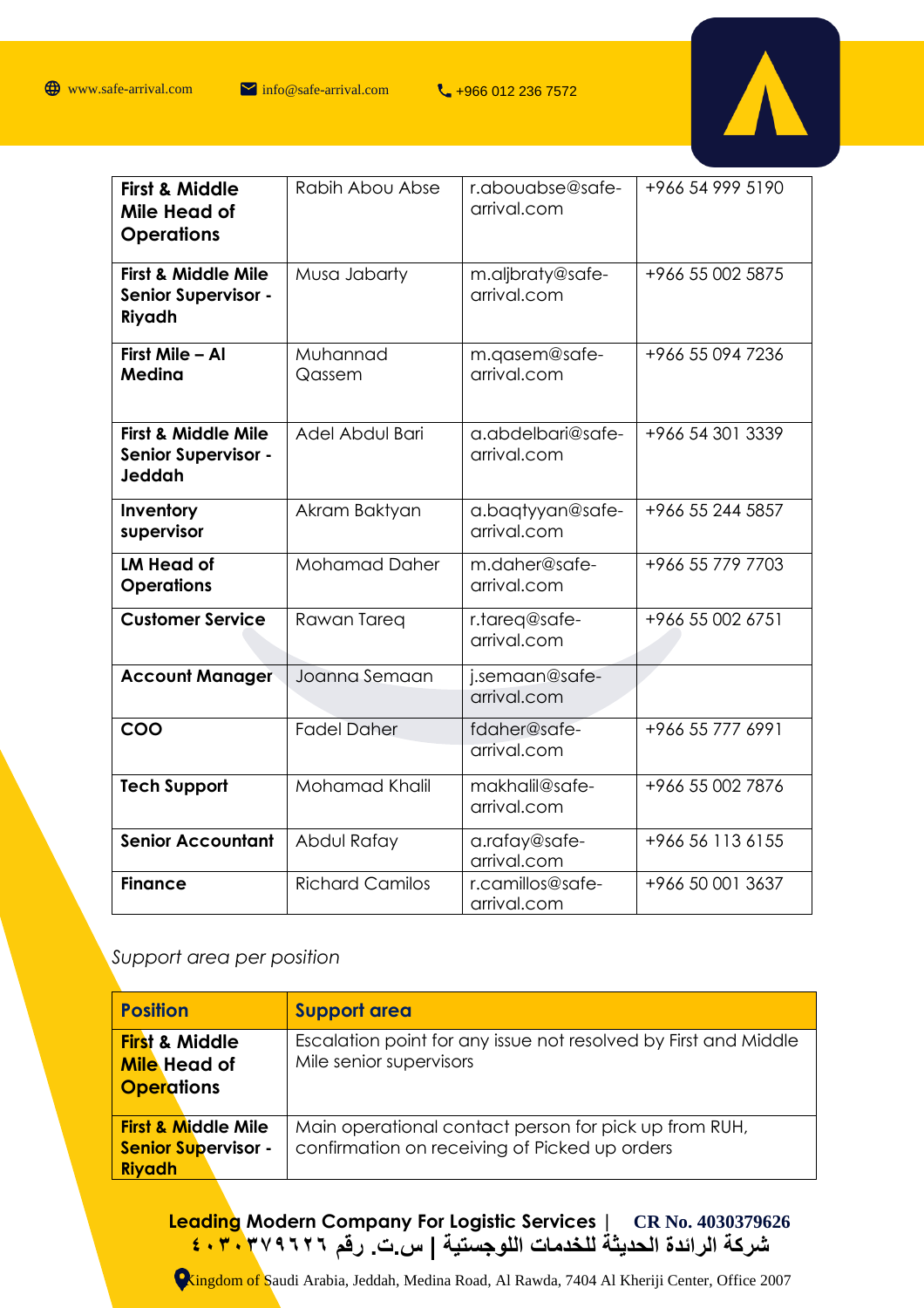| First & Middle Mile Head of Operations | Rabih Abou Abse | r.abouabse@safe-arrival.com | +966 54 999 5190 |
|---|---|---|---|
| First & Middle Mile Senior Supervisor - Riyadh | Musa Jabarty | m.aljbraty@safe-arrival.com | +966 55 002 5875 |
| First Mile – Al Medina | Muhannad Qassem | m.qasem@safe-arrival.com | +966 55 094 7236 |
| First & Middle Mile Senior Supervisor - Jeddah | Adel Abdul Bari | a.abdelbari@safe-arrival.com | +966 54 301 3339 |
| Inventory supervisor | Akram Baktyan | a.baqtyyan@safe-arrival.com | +966 55 244 5857 |
| LM Head of Operations | Mohamad Daher | m.daher@safe-arrival.com | +966 55 779 7703 |
| Customer Service | Rawan Tareq | r.tareq@safe-arrival.com | +966 55 002 6751 |
| Account Manager | Joanna Semaan | j.semaan@safe-arrival.com | |
| COO | Fadel Daher | fdaher@safe-arrival.com | +966 55 777 6991 |
| Tech Support | Mohamad Khalil | makhalil@safe-arrival.com | +966 55 002 7876 |
| Senior Accountant | Abdul Rafay | a.rafay@safe-arrival.com | +966 56 113 6155 |
| Finance | Richard Camilos | r.camillos@safe-arrival.com | +966 50 001 3637 |

*Support area per position*

| Position | Support area |
|---|---|
| First & Middle Mile Head of Operations | Escalation point for any issue not resolved by First and Middle Mile senior supervisors |
| First & Middle Mile Senior Supervisor - Riyadh | Main operational contact person for pick up from RUH, confirmation on receiving of Picked up orders |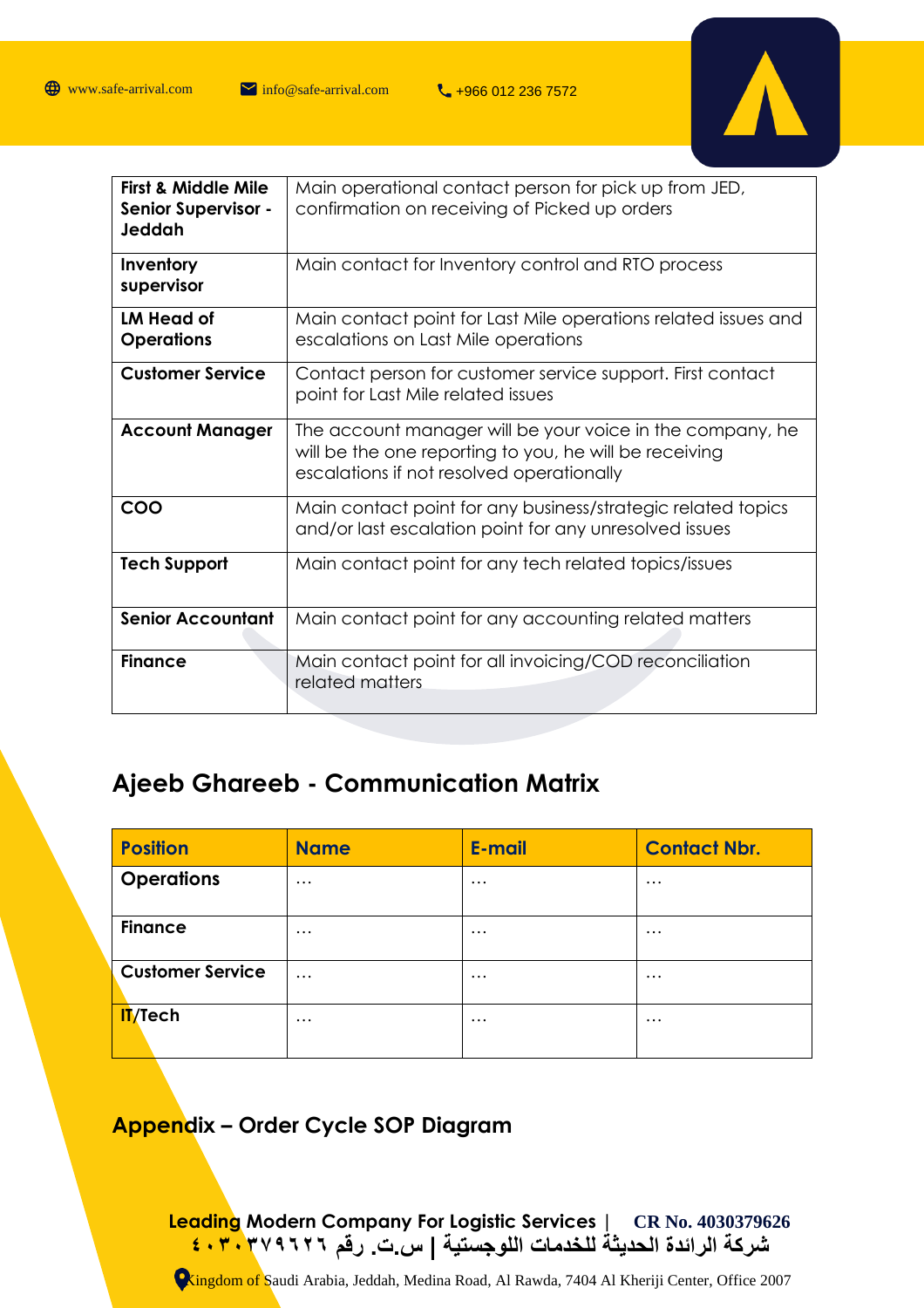| First & Middle Mile Senior Supervisor - Jeddah | Main operational contact person for pick up from JED, confirmation on receiving of Picked up orders |
|---|---|
| Inventory supervisor | Main contact for Inventory control and RTO process |
| LM Head of Operations | Main contact point for Last Mile operations related issues and escalations on Last Mile operations |
| Customer Service | Contact person for customer service support. First contact point for Last Mile related issues |
| Account Manager | The account manager will be your voice in the company, he will be the one reporting to you, he will be receiving escalations if not resolved operationally |
| COO | Main contact point for any business/strategic related topics and/or last escalation point for any unresolved issues |
| Tech Support | Main contact point for any tech related topics/issues |
| Senior Accountant | Main contact point for any accounting related matters |
| Finance | Main contact point for all invoicing/COD reconciliation related matters |

## Ajeeb Ghareeb - Communication Matrix

| Position | Name | E-mail | Contact Nbr. |
|---|---|---|---|
| Operations | … | … | … |
| Finance | … | … | … |
| Customer Service | … | … | … |
| IT/Tech | … | … | … |

## Appendix – Order Cycle SOP Diagram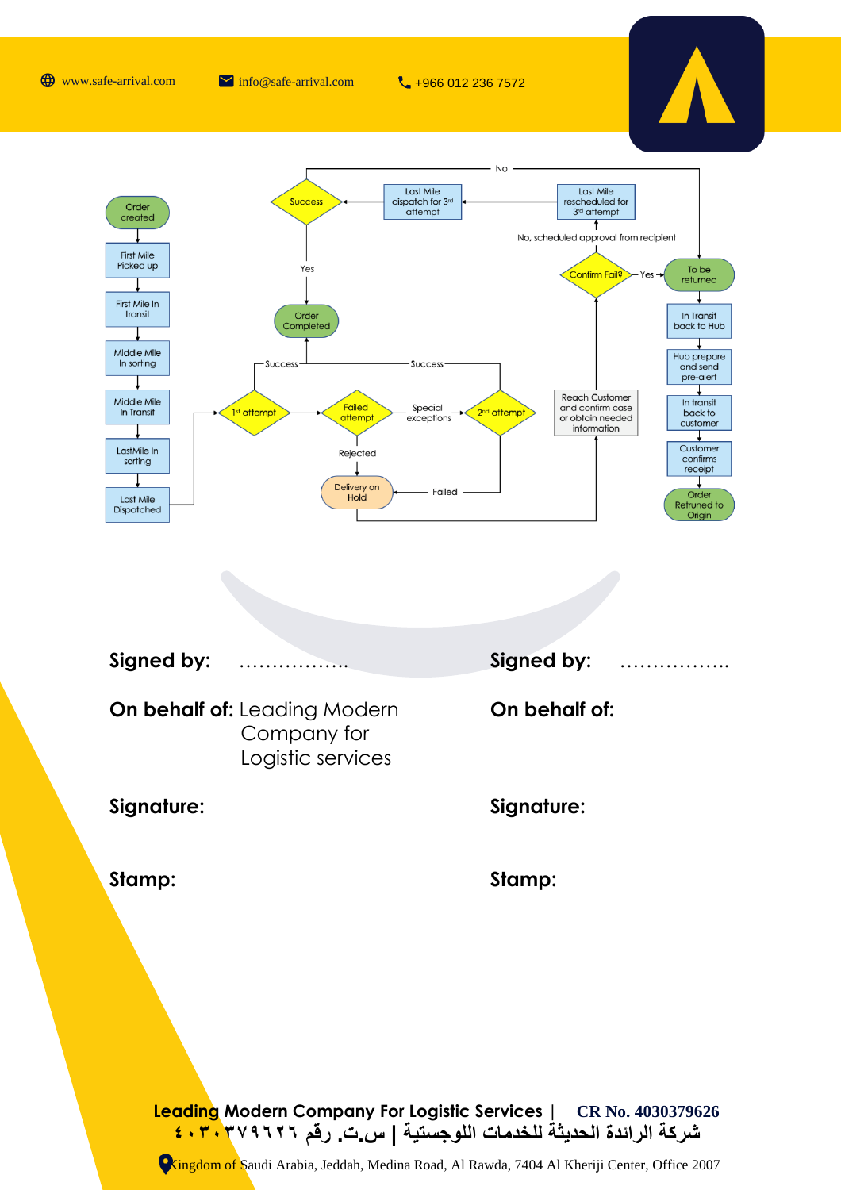Order created

First Mile Picked up

First Mile In transit

Middle Mile In sorting

Middle Mile In Transit

LastMile In sorting

Last Mile Dispatched

1st attempt

Success

Order Completed

Success

Yes

Success

Last Mile dispatch for 3rd attempt

Last Mile rescheduled for 3rd attempt

No

No, scheduled approval from recipient

Confirm Fail?

Yes

Failed attempt

Special exceptions

2nd attempt

Success

Rejected

Delivery on Hold

Failed

Reach Customer and confirm case or obtain needed information

To be returned

In Transit back to Hub

Hub prepare and send pre-alert

In transit back to customer

Customer confirms receipt

Order Retruned to Origin

**Signed by:** .................

**On behalf of:** Leading Modern Company for Logistic services

**Signature:**

**Stamp:**

**Signed by:** .................

**On behalf of:**

**Signature:**

**Stamp:**